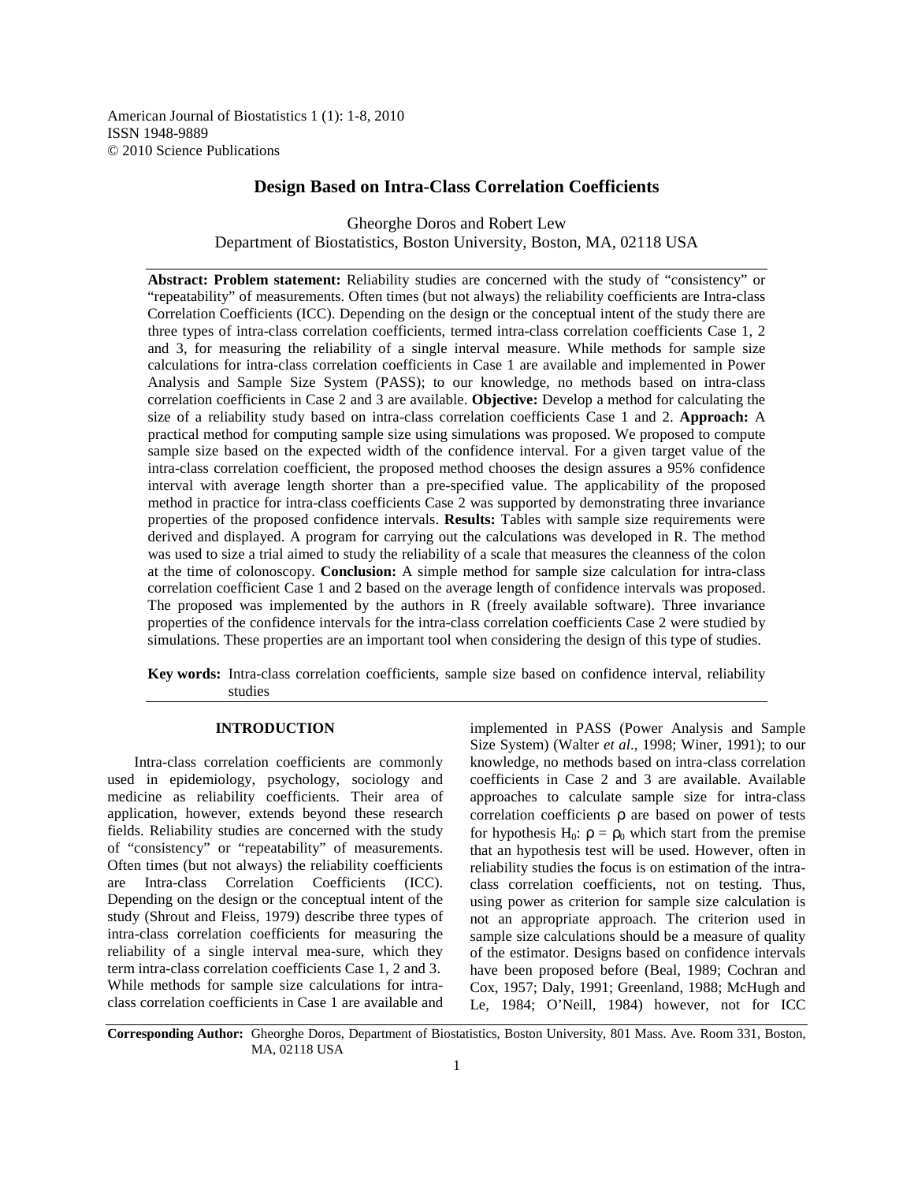American Journal of Biostatistics 1 (1): 1-8, 2010
ISSN 1948-9889
© 2010 Science Publications

# Design Based on Intra-Class Correlation Coefficients

Gheorghe Doros and Robert Lew
Department of Biostatistics, Boston University, Boston, MA, 02118 USA

**Abstract: Problem statement:** Reliability studies are concerned with the study of "consistency" or "repeatability" of measurements. Often times (but not always) the reliability coefficients are Intra-class Correlation Coefficients (ICC). Depending on the design or the conceptual intent of the study there are three types of intra-class correlation coefficients, termed intra-class correlation coefficients Case 1, 2 and 3, for measuring the reliability of a single interval measure. While methods for sample size calculations for intra-class correlation coefficients in Case 1 are available and implemented in Power Analysis and Sample Size System (PASS); to our knowledge, no methods based on intra-class correlation coefficients in Case 2 and 3 are available. **Objective:** Develop a method for calculating the size of a reliability study based on intra-class correlation coefficients Case 1 and 2. **Approach:** A practical method for computing sample size using simulations was proposed. We proposed to compute sample size based on the expected width of the confidence interval. For a given target value of the intra-class correlation coefficient, the proposed method chooses the design assures a 95% confidence interval with average length shorter than a pre-specified value. The applicability of the proposed method in practice for intra-class coefficients Case 2 was supported by demonstrating three invariance properties of the proposed confidence intervals. **Results:** Tables with sample size requirements were derived and displayed. A program for carrying out the calculations was developed in R. The method was used to size a trial aimed to study the reliability of a scale that measures the cleanness of the colon at the time of colonoscopy. **Conclusion:** A simple method for sample size calculation for intra-class correlation coefficient Case 1 and 2 based on the average length of confidence intervals was proposed. The proposed was implemented by the authors in R (freely available software). Three invariance properties of the confidence intervals for the intra-class correlation coefficients Case 2 were studied by simulations. These properties are an important tool when considering the design of this type of studies.

**Key words:** Intra-class correlation coefficients, sample size based on confidence interval, reliability studies

## INTRODUCTION

Intra-class correlation coefficients are commonly used in epidemiology, psychology, sociology and medicine as reliability coefficients. Their area of application, however, extends beyond these research fields. Reliability studies are concerned with the study of "consistency" or "repeatability" of measurements. Often times (but not always) the reliability coefficients are Intra-class Correlation Coefficients (ICC). Depending on the design or the conceptual intent of the study (Shrout and Fleiss, 1979) describe three types of intra-class correlation coefficients for measuring the reliability of a single interval mea-sure, which they term intra-class correlation coefficients Case 1, 2 and 3. While methods for sample size calculations for intra-class correlation coefficients in Case 1 are available and implemented in PASS (Power Analysis and Sample Size System) (Walter *et al*., 1998; Winer, 1991); to our knowledge, no methods based on intra-class correlation coefficients in Case 2 and 3 are available. Available approaches to calculate sample size for intra-class correlation coefficients $\rho$ are based on power of tests for hypothesis $H_0$: $\rho = \rho_0$ which start from the premise that an hypothesis test will be used. However, often in reliability studies the focus is on estimation of the intra-class correlation coefficients, not on testing. Thus, using power as criterion for sample size calculation is not an appropriate approach. The criterion used in sample size calculations should be a measure of quality of the estimator. Designs based on confidence intervals have been proposed before (Beal, 1989; Cochran and Cox, 1957; Daly, 1991; Greenland, 1988; McHugh and Le, 1984; O'Neill, 1984) however, not for ICC

**Corresponding Author:** Gheorghe Doros, Department of Biostatistics, Boston University, 801 Mass. Ave. Room 331, Boston, MA, 02118 USA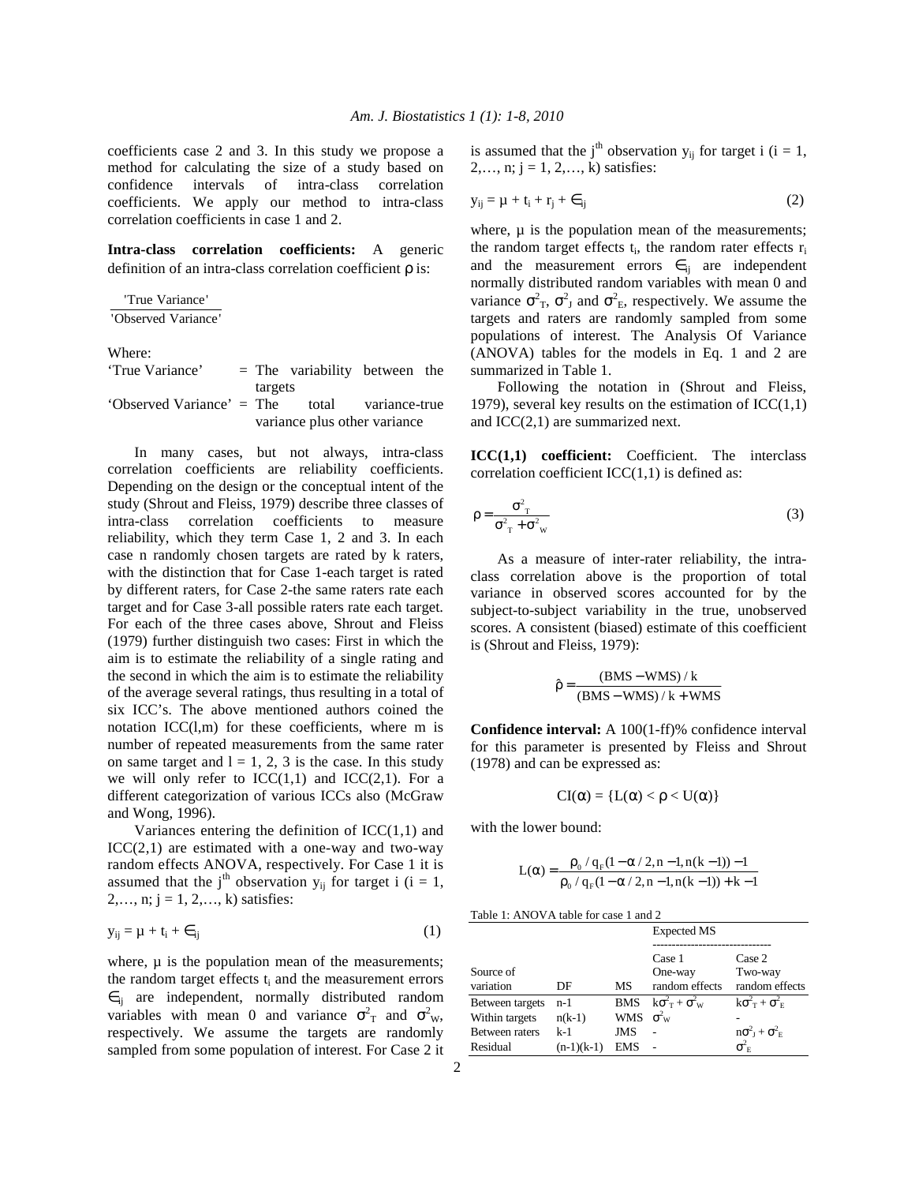coefficients case 2 and 3. In this study we propose a method for calculating the size of a study based on confidence intervals of intra-class correlation coefficients. We apply our method to intra-class correlation coefficients in case 1 and 2.

**Intra-class correlation coefficients:** A generic definition of an intra-class correlation coefficient $\rho$ is:

$$\frac{\text{'True Variance'}}{\text{'Observed Variance'}}$$

Where:

'True Variance' = The variability between the targets

'Observed Variance' = The total variance-true variance plus other variance

In many cases, but not always, intra-class correlation coefficients are reliability coefficients. Depending on the design or the conceptual intent of the study (Shrout and Fleiss, 1979) describe three classes of intra-class correlation coefficients to measure reliability, which they term Case 1, 2 and 3. In each case n randomly chosen targets are rated by k raters, with the distinction that for Case 1-each target is rated by different raters, for Case 2-the same raters rate each target and for Case 3-all possible raters rate each target. For each of the three cases above, Shrout and Fleiss (1979) further distinguish two cases: First in which the aim is to estimate the reliability of a single rating and the second in which the aim is to estimate the reliability of the average several ratings, thus resulting in a total of six ICC's. The above mentioned authors coined the notation ICC(l,m) for these coefficients, where m is number of repeated measurements from the same rater on same target and l = 1, 2, 3 is the case. In this study we will only refer to ICC(1,1) and ICC(2,1). For a different categorization of various ICCs also (McGraw and Wong, 1996).

Variances entering the definition of ICC(1,1) and ICC(2,1) are estimated with a one-way and two-way random effects ANOVA, respectively. For Case 1 it is assumed that the $j^{th}$ observation $y_{ij}$ for target i (i = 1, 2,…, n; j = 1, 2,…, k) satisfies:

$$y_{ij} = \mu + t_i + \in_{ij} \tag{1}$$

where, $\mu$ is the population mean of the measurements; the random target effects $t_i$ and the measurement errors $\in_{ij}$ are independent, normally distributed random variables with mean 0 and variance $\sigma^2_T$ and $\sigma^2_W$, respectively. We assume the targets are randomly sampled from some population of interest. For Case 2 it is assumed that the $j^{th}$ observation $y_{ij}$ for target i (i = 1, 2,…, n; j = 1, 2,…, k) satisfies:

$$y_{ij} = \mu + t_i + r_j + \in_{ij} \tag{2}$$

where, $\mu$ is the population mean of the measurements; the random target effects $t_i$, the random rater effects $r_i$ and the measurement errors $\in_{ij}$ are independent normally distributed random variables with mean 0 and variance $\sigma^2_T$, $\sigma^2_J$ and $\sigma^2_E$, respectively. We assume the targets and raters are randomly sampled from some populations of interest. The Analysis Of Variance (ANOVA) tables for the models in Eq. 1 and 2 are summarized in Table 1.

Following the notation in (Shrout and Fleiss, 1979), several key results on the estimation of ICC(1,1) and ICC(2,1) are summarized next.

**ICC(1,1) coefficient:** Coefficient. The interclass correlation coefficient ICC(1,1) is defined as:

$$\rho = \frac{\sigma^2_T}{\sigma^2_T + \sigma^2_W} \tag{3}$$

As a measure of inter-rater reliability, the intra-class correlation above is the proportion of total variance in observed scores accounted for by the subject-to-subject variability in the true, unobserved scores. A consistent (biased) estimate of this coefficient is (Shrout and Fleiss, 1979):

$$\hat{\rho} = \frac{(BMS - WMS)/k}{(BMS - WMS)/k + WMS}$$

**Confidence interval:** A 100(1-ff)% confidence interval for this parameter is presented by Fleiss and Shrout (1978) and can be expressed as:

$$CI(\alpha) = \{L(\alpha) < \rho < U(\alpha)\}$$

with the lower bound:

$$L(\alpha) = \frac{\rho_0 / q_F(1-\alpha/2, n-1, n(k-1)) - 1}{\rho_0 / q_F(1-\alpha/2, n-1, n(k-1)) + k - 1}$$

Table 1: ANOVA table for case 1 and 2

| | | | Expected MS | |
|---|---|---|---|---|
| Source of variation | DF | MS | Case 1 One-way random effects | Case 2 Two-way random effects |
| Between targets | n-1 | BMS | $k\sigma^2_T + \sigma^2_W$ | $k\sigma^2_T + \sigma^2_E$ |
| Within targets | n(k-1) | WMS | $\sigma^2_W$ | - |
| Between raters | k-1 | JMS | - | $n\sigma^2_J + \sigma^2_E$ |
| Residual | (n-1)(k-1) | EMS | - | $\sigma^2_E$ |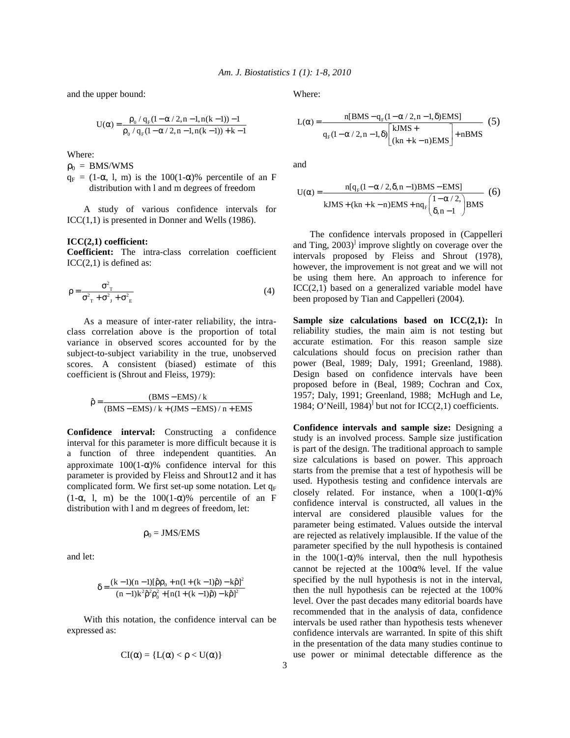and the upper bound:

$$U(\alpha) = \frac{\rho_0 / q_F(1-\alpha/2, n-1, n(k-1)) - 1}{\rho_0 / q_F(1-\alpha/2, n-1, n(k-1)) + k - 1}$$

Where:

$\rho_0$ = BMS/WMS

$q_F$ = $(1-\alpha, l, m)$ is the $100(1-\alpha)\%$ percentile of an F distribution with l and m degrees of freedom

A study of various confidence intervals for ICC(1,1) is presented in Donner and Wells (1986).

**ICC(2,1) coefficient:**

**Coefficient:** The intra-class correlation coefficient ICC(2,1) is defined as:

$$\rho = \frac{\sigma^2_T}{\sigma^2_T + \sigma^2_J + \sigma^2_E} \quad (4)$$

As a measure of inter-rater reliability, the intra-class correlation above is the proportion of total variance in observed scores accounted for by the subject-to-subject variability in the true, unobserved scores. A consistent (biased) estimate of this coefficient is (Shrout and Fleiss, 1979):

$$\hat{\rho} = \frac{(BMS - EMS)/k}{(BMS - EMS)/k + (JMS - EMS)/n + EMS}$$

**Confidence interval:** Constructing a confidence interval for this parameter is more difficult because it is a function of three independent quantities. An approximate $100(1-\alpha)\%$ confidence interval for this parameter is provided by Fleiss and Shrout12 and it has complicated form. We first set-up some notation. Let $q_F$ $(1-\alpha, l, m)$ be the $100(1-\alpha)\%$ percentile of an F distribution with l and m degrees of freedom, let:

$$\rho_0 = JMS/EMS$$

and let:

$$\delta = \frac{(k-1)(n-1)[\hat{\rho}\rho_0 + n(1+(k-1)\hat{\rho}) - k\hat{\rho}]^2}{(n-1)k^2\hat{\rho}^2\rho_0^2 + [n(1+(k-1)\hat{\rho}) - k\hat{\rho}]^2}$$

With this notation, the confidence interval can be expressed as:

$$CI(\alpha) = \{L(\alpha) < \rho < U(\alpha)\}$$

Where:

$$L(\alpha) = \frac{n[BMS - q_F(1-\alpha/2, n-1, \delta)EMS]}{q_F(1-\alpha/2, n-1, \delta)\begin{bmatrix} kJMS + \\ (kn+k-n)EMS \end{bmatrix} + nBMS} \quad (5)$$

and

$$U(\alpha) = \frac{n[q_F(1-\alpha/2, \delta, n-1)BMS - EMS]}{kJMS + (kn+k-n)EMS + nq_F\begin{pmatrix} 1-\alpha/2, \\ \delta, n-1 \end{pmatrix}BMS} \quad (6)$$

The confidence intervals proposed in (Cappelleri and Ting, 2003)] improve slightly on coverage over the intervals proposed by Fleiss and Shrout (1978), however, the improvement is not great and we will not be using them here. An approach to inference for ICC(2,1) based on a generalized variable model have been proposed by Tian and Cappelleri (2004).

**Sample size calculations based on ICC(2,1):** In reliability studies, the main aim is not testing but accurate estimation. For this reason sample size calculations should focus on precision rather than power (Beal, 1989; Daly, 1991; Greenland, 1988). Design based on confidence intervals have been proposed before in (Beal, 1989; Cochran and Cox, 1957; Daly, 1991; Greenland, 1988; McHugh and Le, 1984; O'Neill, 1984)] but not for ICC(2,1) coefficients.

**Confidence intervals and sample size:** Designing a study is an involved process. Sample size justification is part of the design. The traditional approach to sample size calculations is based on power. This approach starts from the premise that a test of hypothesis will be used. Hypothesis testing and confidence intervals are closely related. For instance, when a $100(1-\alpha)\%$ confidence interval is constructed, all values in the interval are considered plausible values for the parameter being estimated. Values outside the interval are rejected as relatively implausible. If the value of the parameter specified by the null hypothesis is contained in the $100(1-\alpha)\%$ interval, then the null hypothesis cannot be rejected at the $100\alpha\%$ level. If the value specified by the null hypothesis is not in the interval, then the null hypothesis can be rejected at the 100% level. Over the past decades many editorial boards have recommended that in the analysis of data, confidence intervals be used rather than hypothesis tests whenever confidence intervals are warranted. In spite of this shift in the presentation of the data many studies continue to use power or minimal detectable difference as the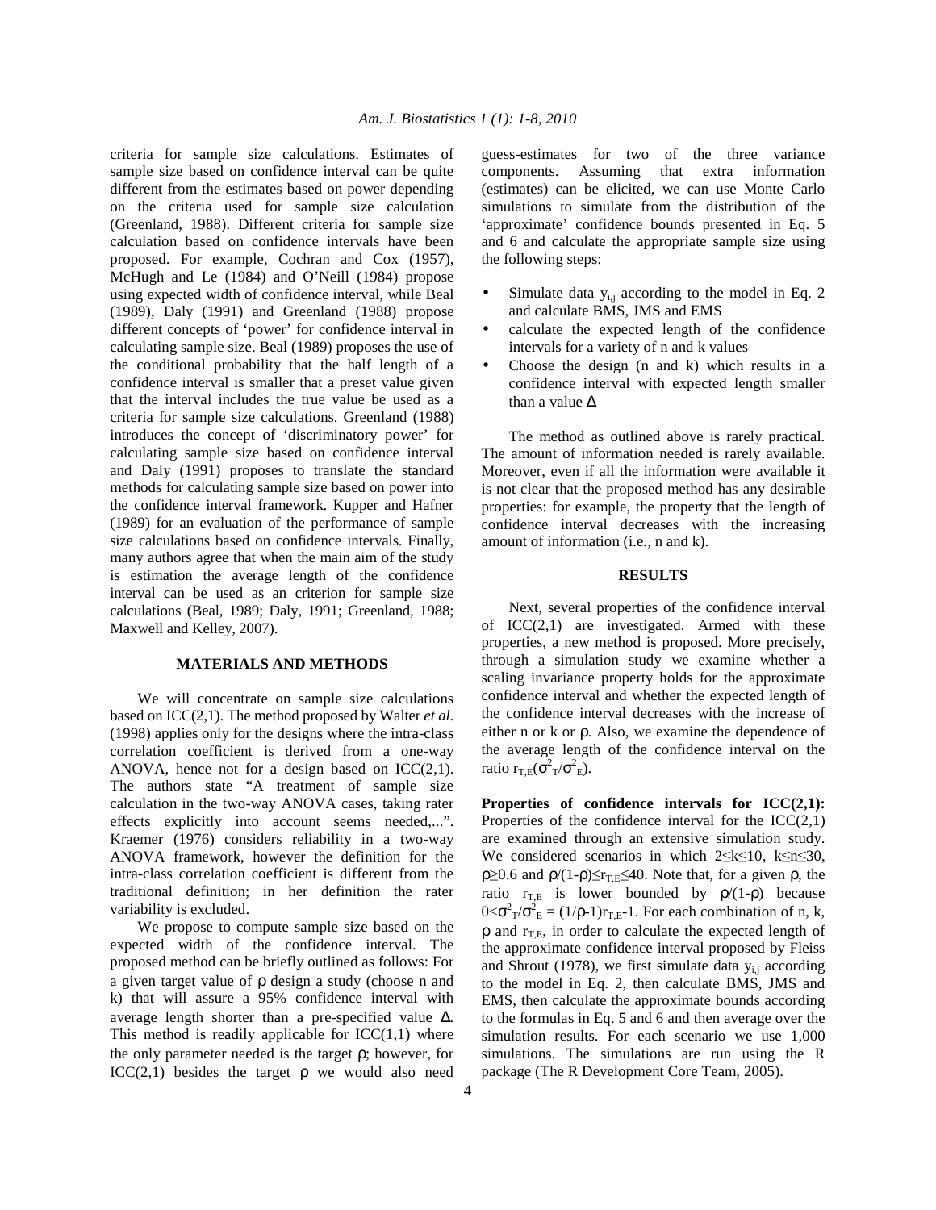criteria for sample size calculations. Estimates of sample size based on confidence interval can be quite different from the estimates based on power depending on the criteria used for sample size calculation (Greenland, 1988). Different criteria for sample size calculation based on confidence intervals have been proposed. For example, Cochran and Cox (1957), McHugh and Le (1984) and O'Neill (1984) propose using expected width of confidence interval, while Beal (1989), Daly (1991) and Greenland (1988) propose different concepts of 'power' for confidence interval in calculating sample size. Beal (1989) proposes the use of the conditional probability that the half length of a confidence interval is smaller that a preset value given that the interval includes the true value be used as a criteria for sample size calculations. Greenland (1988) introduces the concept of 'discriminatory power' for calculating sample size based on confidence interval and Daly (1991) proposes to translate the standard methods for calculating sample size based on power into the confidence interval framework. Kupper and Hafner (1989) for an evaluation of the performance of sample size calculations based on confidence intervals. Finally, many authors agree that when the main aim of the study is estimation the average length of the confidence interval can be used as an criterion for sample size calculations (Beal, 1989; Daly, 1991; Greenland, 1988; Maxwell and Kelley, 2007).

## MATERIALS AND METHODS

We will concentrate on sample size calculations based on ICC(2,1). The method proposed by Walter *et al.* (1998) applies only for the designs where the intra-class correlation coefficient is derived from a one-way ANOVA, hence not for a design based on ICC(2,1). The authors state "A treatment of sample size calculation in the two-way ANOVA cases, taking rater effects explicitly into account seems needed,...". Kraemer (1976) considers reliability in a two-way ANOVA framework, however the definition for the intra-class correlation coefficient is different from the traditional definition; in her definition the rater variability is excluded.

We propose to compute sample size based on the expected width of the confidence interval. The proposed method can be briefly outlined as follows: For a given target value of $\rho$ design a study (choose n and k) that will assure a 95% confidence interval with average length shorter than a pre-specified value $\Delta$. This method is readily applicable for ICC(1,1) where the only parameter needed is the target $\rho$; however, for ICC(2,1) besides the target $\rho$ we would also need guess-estimates for two of the three variance components. Assuming that extra information (estimates) can be elicited, we can use Monte Carlo simulations to simulate from the distribution of the 'approximate' confidence bounds presented in Eq. 5 and 6 and calculate the appropriate sample size using the following steps:

- Simulate data $y_{i,j}$ according to the model in Eq. 2 and calculate BMS, JMS and EMS
- calculate the expected length of the confidence intervals for a variety of n and k values
- Choose the design (n and k) which results in a confidence interval with expected length smaller than a value $\Delta$

The method as outlined above is rarely practical. The amount of information needed is rarely available. Moreover, even if all the information were available it is not clear that the proposed method has any desirable properties: for example, the property that the length of confidence interval decreases with the increasing amount of information (i.e., n and k).

## RESULTS

Next, several properties of the confidence interval of ICC(2,1) are investigated. Armed with these properties, a new method is proposed. More precisely, through a simulation study we examine whether a scaling invariance property holds for the approximate confidence interval and whether the expected length of the confidence interval decreases with the increase of either n or k or $\rho$. Also, we examine the dependence of the average length of the confidence interval on the ratio $r_{T,E}(\sigma^2_T/\sigma^2_E)$.

**Properties of confidence intervals for ICC(2,1):** Properties of the confidence interval for the ICC(2,1) are examined through an extensive simulation study. We considered scenarios in which $2\leq k\leq 10$, $k\leq n\leq 30$, $\rho\geq 0.6$ and $\rho/(1-\rho)\leq r_{T,E}\leq 40$. Note that, for a given $\rho$, the ratio $r_{T,E}$ is lower bounded by $\rho/(1-\rho)$ because $0<\sigma^2_T/\sigma^2_E = (1/\rho-1)r_{T,E}-1$. For each combination of n, k, $\rho$ and $r_{T,E}$, in order to calculate the expected length of the approximate confidence interval proposed by Fleiss and Shrout (1978), we first simulate data $y_{i,j}$ according to the model in Eq. 2, then calculate BMS, JMS and EMS, then calculate the approximate bounds according to the formulas in Eq. 5 and 6 and then average over the simulation results. For each scenario we use 1,000 simulations. The simulations are run using the R package (The R Development Core Team, 2005).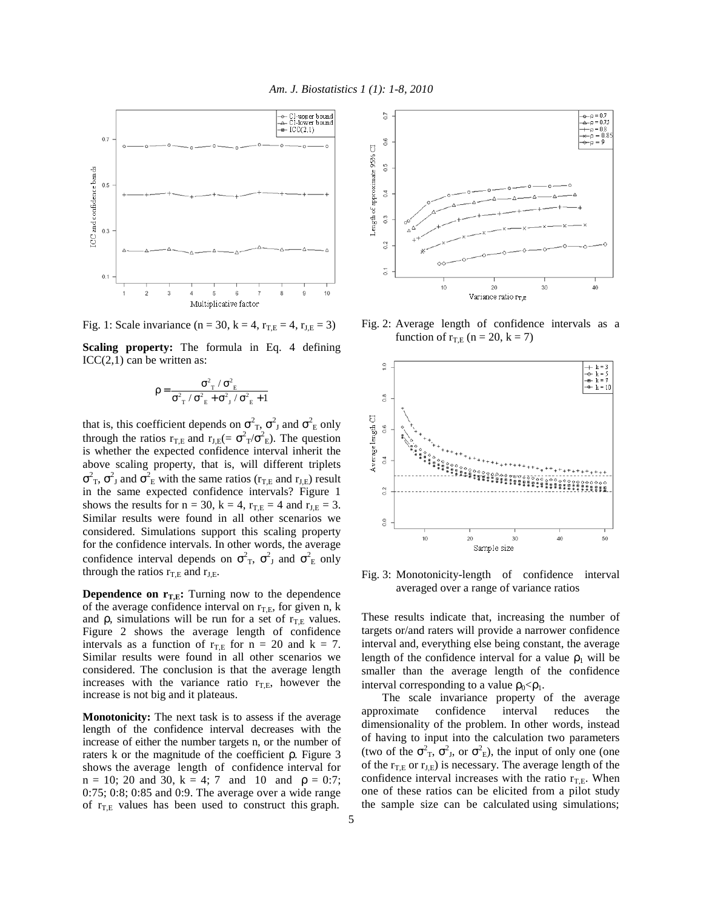Fig. 1: Scale invariance ($n = 30$, $k = 4$, $r_{T,E} = 4$, $r_{J,E} = 3$)

**Scaling property:** The formula in Eq. 4 defining ICC(2,1) can be written as:

$$\rho = \frac{\sigma^2_T / \sigma^2_E}{\sigma^2_T / \sigma^2_E + \sigma^2_J / \sigma^2_E + 1}$$

that is, this coefficient depends on $\sigma^2_T$, $\sigma^2_J$ and $\sigma^2_E$ only through the ratios $r_{T,E}$ and $r_{J,E}$($= \sigma^2_T/\sigma^2_E$). The question is whether the expected confidence interval inherit the above scaling property, that is, will different triplets $\sigma^2_T$, $\sigma^2_J$ and $\sigma^2_E$ with the same ratios ($r_{T,E}$ and $r_{J,E}$) result in the same expected confidence intervals? Figure 1 shows the results for $n = 30$, $k = 4$, $r_{T,E} = 4$ and $r_{J,E} = 3$. Similar results were found in all other scenarios we considered. Simulations support this scaling property for the confidence intervals. In other words, the average confidence interval depends on $\sigma^2_T$, $\sigma^2_J$ and $\sigma^2_E$ only through the ratios $r_{T,E}$ and $r_{J,E}$.

**Dependence on $r_{T,E}$:** Turning now to the dependence of the average confidence interval on $r_{T,E}$, for given n, k and $\rho$, simulations will be run for a set of $r_{T,E}$ values. Figure 2 shows the average length of confidence intervals as a function of $r_{T,E}$ for $n = 20$ and $k = 7$. Similar results were found in all other scenarios we considered. The conclusion is that the average length increases with the variance ratio $r_{T,E}$, however the increase is not big and it plateaus.

**Monotonicity:** The next task is to assess if the average length of the confidence interval decreases with the increase of either the number targets n, or the number of raters k or the magnitude of the coefficient $\rho$. Figure 3 shows the average length of confidence interval for $n = 10$; 20 and 30, $k = 4$; 7 and 10 and $\rho = 0$:7; 0:75; 0:8; 0:85 and 0:9. The average over a wide range of $r_{T,E}$ values has been used to construct this graph.

Fig. 2: Average length of confidence intervals as a function of $r_{T,E}$ ($n = 20$, $k = 7$)

Fig. 3: Monotonicity-length of confidence interval averaged over a range of variance ratios

These results indicate that, increasing the number of targets or/and raters will provide a narrower confidence interval and, everything else being constant, the average length of the confidence interval for a value $\rho_1$ will be smaller than the average length of the confidence interval corresponding to a value $\rho_0 < \rho_1$.

The scale invariance property of the average approximate confidence interval reduces the dimensionality of the problem. In other words, instead of having to input into the calculation two parameters (two of the $\sigma^2_T$, $\sigma^2_J$, or $\sigma^2_E$), the input of only one (one of the $r_{T,E}$ or $r_{J,E}$) is necessary. The average length of the confidence interval increases with the ratio $r_{T,E}$. When one of these ratios can be elicited from a pilot study the sample size can be calculated using simulations;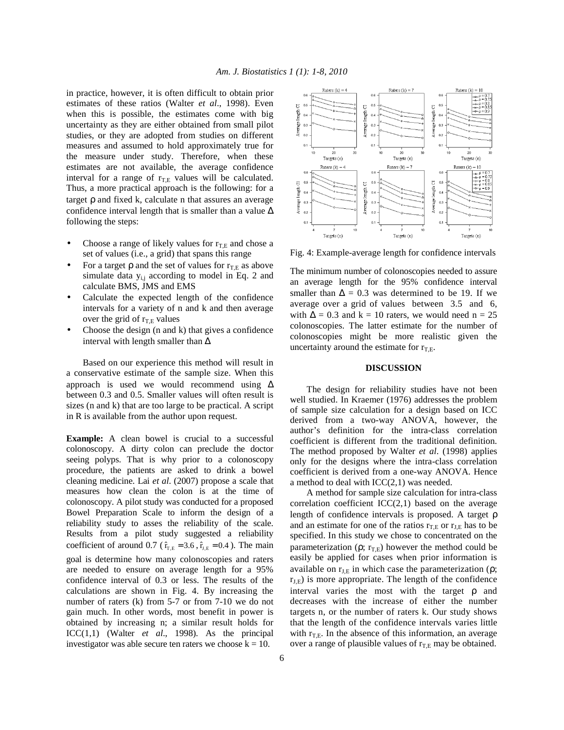in practice, however, it is often difficult to obtain prior estimates of these ratios (Walter *et al*., 1998). Even when this is possible, the estimates come with big uncertainty as they are either obtained from small pilot studies, or they are adopted from studies on different measures and assumed to hold approximately true for the measure under study. Therefore, when these estimates are not available, the average confidence interval for a range of $r_{T,E}$ values will be calculated. Thus, a more practical approach is the following: for a target $\rho$ and fixed k, calculate n that assures an average confidence interval length that is smaller than a value $\Delta$ following the steps:

- Choose a range of likely values for $r_{T,E}$ and chose a set of values (i.e., a grid) that spans this range
- For a target $\rho$ and the set of values for $r_{T,E}$ as above simulate data $y_{i,j}$ according to model in Eq. 2 and calculate BMS, JMS and EMS
- Calculate the expected length of the confidence intervals for a variety of n and k and then average over the grid of $r_{T,E}$ values
- Choose the design (n and k) that gives a confidence interval with length smaller than $\Delta$

Based on our experience this method will result in a conservative estimate of the sample size. When this approach is used we would recommend using $\Delta$ between 0.3 and 0.5. Smaller values will often result is sizes (n and k) that are too large to be practical. A script in R is available from the author upon request.

**Example:** A clean bowel is crucial to a successful colonoscopy. A dirty colon can preclude the doctor seeing polyps. That is why prior to a colonoscopy procedure, the patients are asked to drink a bowel cleaning medicine. Lai *et al*. (2007) propose a scale that measures how clean the colon is at the time of colonoscopy. A pilot study was conducted for a proposed Bowel Preparation Scale to inform the design of a reliability study to asses the reliability of the scale. Results from a pilot study suggested a reliability coefficient of around 0.7 ($\hat{r}_{T,E} = 3.6$, $\hat{r}_{J,E} = 0.4$). The main goal is determine how many colonoscopies and raters are needed to ensure on average length for a 95% confidence interval of 0.3 or less. The results of the calculations are shown in Fig. 4. By increasing the number of raters (k) from 5-7 or from 7-10 we do not gain much. In other words, most benefit in power is obtained by increasing n; a similar result holds for ICC(1,1) (Walter *et al*., 1998). As the principal investigator was able secure ten raters we choose k = 10.

Fig. 4: Example-average length for confidence intervals

The minimum number of colonoscopies needed to assure an average length for the 95% confidence interval smaller than $\Delta = 0.3$ was determined to be 19. If we average over a grid of values between 3.5 and 6, with $\Delta = 0.3$ and k = 10 raters, we would need n = 25 colonoscopies. The latter estimate for the number of colonoscopies might be more realistic given the uncertainty around the estimate for $r_{T,E}$.

## DISCUSSION

The design for reliability studies have not been well studied. In Kraemer (1976) addresses the problem of sample size calculation for a design based on ICC derived from a two-way ANOVA, however, the author's definition for the intra-class correlation coefficient is different from the traditional definition. The method proposed by Walter *et al*. (1998) applies only for the designs where the intra-class correlation coefficient is derived from a one-way ANOVA. Hence a method to deal with ICC(2,1) was needed.

A method for sample size calculation for intra-class correlation coefficient ICC(2,1) based on the average length of confidence intervals is proposed. A target $\rho$ and an estimate for one of the ratios $r_{T,E}$ or $r_{J,E}$ has to be specified. In this study we chose to concentrated on the parameterization ($\rho$; $r_{T,E}$) however the method could be easily be applied for cases when prior information is available on $r_{J,E}$ in which case the parameterization ($\rho$; $r_{J,E}$) is more appropriate. The length of the confidence interval varies the most with the target $\rho$ and decreases with the increase of either the number targets n, or the number of raters k. Our study shows that the length of the confidence intervals varies little with $r_{T,E}$. In the absence of this information, an average over a range of plausible values of $r_{T,E}$ may be obtained.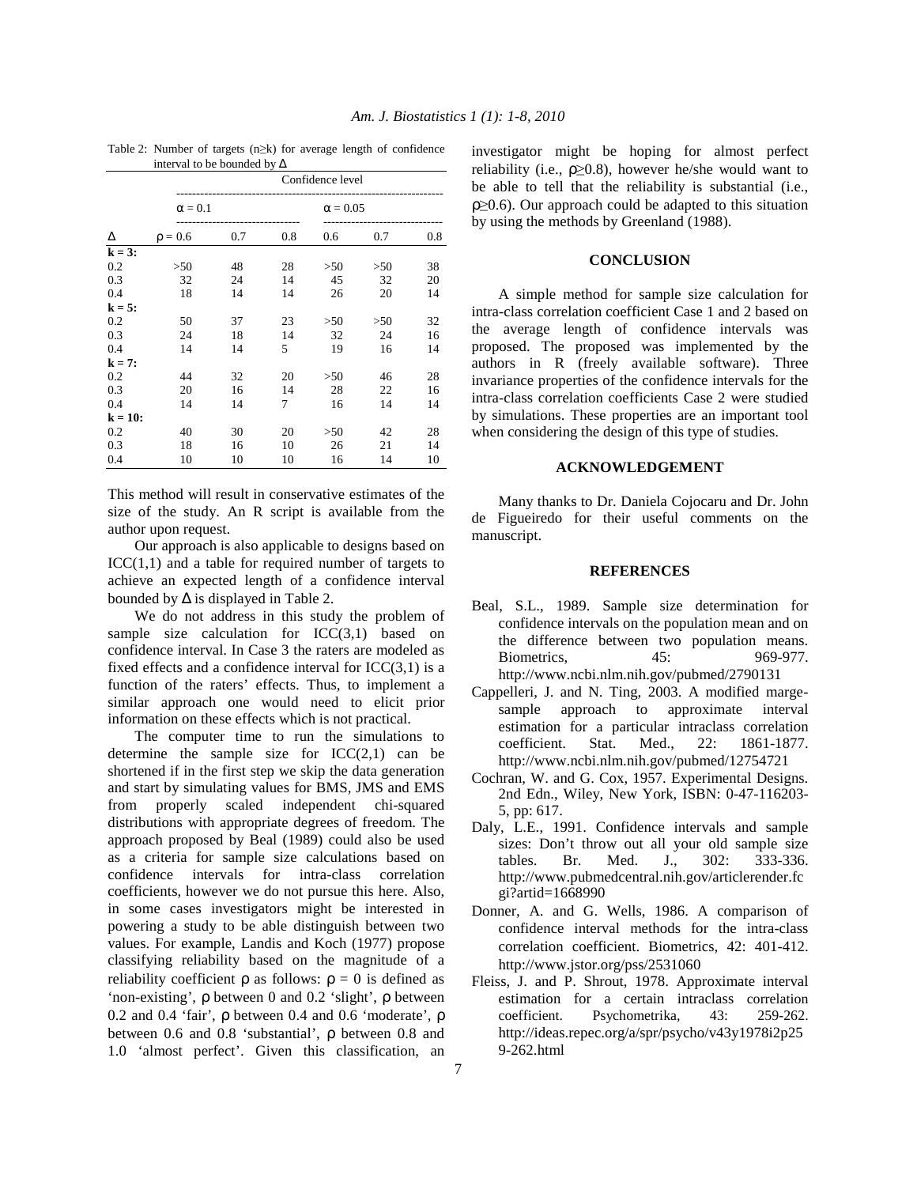Table 2: Number of targets ($n \geq k$) for average length of confidence interval to be bounded by $\Delta$

| | Confidence level | | | | | |
|---|---|---|---|---|---|---|
| | $\alpha = 0.1$ | | | $\alpha = 0.05$ | | |
| $\Delta$ | $\rho = 0.6$ | 0.7 | 0.8 | 0.6 | 0.7 | 0.8 |
| **k = 3:** | | | | | | |
| 0.2 | >50 | 48 | 28 | >50 | >50 | 38 |
| 0.3 | 32 | 24 | 14 | 45 | 32 | 20 |
| 0.4 | 18 | 14 | 14 | 26 | 20 | 14 |
| **k = 5:** | | | | | | |
| 0.2 | 50 | 37 | 23 | >50 | >50 | 32 |
| 0.3 | 24 | 18 | 14 | 32 | 24 | 16 |
| 0.4 | 14 | 14 | 5 | 19 | 16 | 14 |
| **k = 7:** | | | | | | |
| 0.2 | 44 | 32 | 20 | >50 | 46 | 28 |
| 0.3 | 20 | 16 | 14 | 28 | 22 | 16 |
| 0.4 | 14 | 14 | 7 | 16 | 14 | 14 |
| **k = 10:** | | | | | | |
| 0.2 | 40 | 30 | 20 | >50 | 42 | 28 |
| 0.3 | 18 | 16 | 10 | 26 | 21 | 14 |
| 0.4 | 10 | 10 | 10 | 16 | 14 | 10 |

This method will result in conservative estimates of the size of the study. An R script is available from the author upon request.

Our approach is also applicable to designs based on ICC(1,1) and a table for required number of targets to achieve an expected length of a confidence interval bounded by $\Delta$ is displayed in Table 2.

We do not address in this study the problem of sample size calculation for ICC(3,1) based on confidence interval. In Case 3 the raters are modeled as fixed effects and a confidence interval for ICC(3,1) is a function of the raters' effects. Thus, to implement a similar approach one would need to elicit prior information on these effects which is not practical.

The computer time to run the simulations to determine the sample size for ICC(2,1) can be shortened if in the first step we skip the data generation and start by simulating values for BMS, JMS and EMS from properly scaled independent chi-squared distributions with appropriate degrees of freedom. The approach proposed by Beal (1989) could also be used as a criteria for sample size calculations based on confidence intervals for intra-class correlation coefficients, however we do not pursue this here. Also, in some cases investigators might be interested in powering a study to be able distinguish between two values. For example, Landis and Koch (1977) propose classifying reliability based on the magnitude of a reliability coefficient $\rho$ as follows: $\rho = 0$ is defined as 'non-existing', $\rho$ between 0 and 0.2 'slight', $\rho$ between 0.2 and 0.4 'fair', $\rho$ between 0.4 and 0.6 'moderate', $\rho$ between 0.6 and 0.8 'substantial', $\rho$ between 0.8 and 1.0 'almost perfect'. Given this classification, an investigator might be hoping for almost perfect reliability (i.e., $\rho \geq 0.8$), however he/she would want to be able to tell that the reliability is substantial (i.e., $\rho \geq 0.6$). Our approach could be adapted to this situation by using the methods by Greenland (1988).

## CONCLUSION

A simple method for sample size calculation for intra-class correlation coefficient Case 1 and 2 based on the average length of confidence intervals was proposed. The proposed was implemented by the authors in R (freely available software). Three invariance properties of the confidence intervals for the intra-class correlation coefficients Case 2 were studied by simulations. These properties are an important tool when considering the design of this type of studies.

## ACKNOWLEDGEMENT

Many thanks to Dr. Daniela Cojocaru and Dr. John de Figueiredo for their useful comments on the manuscript.

## REFERENCES

- Beal, S.L., 1989. Sample size determination for confidence intervals on the population mean and on the difference between two population means. Biometrics, 45: 969-977. http://www.ncbi.nlm.nih.gov/pubmed/2790131
- Cappelleri, J. and N. Ting, 2003. A modified marge-sample approach to approximate interval estimation for a particular intraclass correlation coefficient. Stat. Med., 22: 1861-1877. http://www.ncbi.nlm.nih.gov/pubmed/12754721
- Cochran, W. and G. Cox, 1957. Experimental Designs. 2nd Edn., Wiley, New York, ISBN: 0-47-116203-5, pp: 617.
- Daly, L.E., 1991. Confidence intervals and sample sizes: Don't throw out all your old sample size tables. Br. Med. J., 302: 333-336. http://www.pubmedcentral.nih.gov/articlerender.fcgi?artid=1668990
- Donner, A. and G. Wells, 1986. A comparison of confidence interval methods for the intra-class correlation coefficient. Biometrics, 42: 401-412. http://www.jstor.org/pss/2531060
- Fleiss, J. and P. Shrout, 1978. Approximate interval estimation for a certain intraclass correlation coefficient. Psychometrika, 43: 259-262. http://ideas.repec.org/a/spr/psycho/v43y1978i2p259-262.html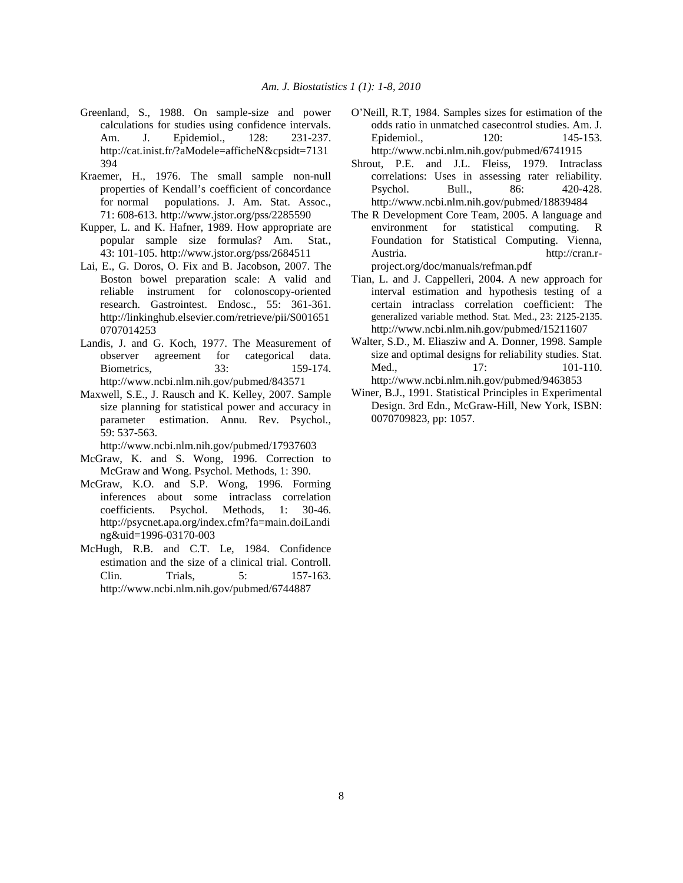Greenland, S., 1988. On sample-size and power calculations for studies using confidence intervals. Am. J. Epidemiol., 128: 231-237. http://cat.inist.fr/?aModele=afficheN&cpsidt=7131394

Kraemer, H., 1976. The small sample non-null properties of Kendall's coefficient of concordance for normal populations. J. Am. Stat. Assoc., 71: 608-613. http://www.jstor.org/pss/2285590

Kupper, L. and K. Hafner, 1989. How appropriate are popular sample size formulas? Am. Stat., 43: 101-105. http://www.jstor.org/pss/2684511

Lai, E., G. Doros, O. Fix and B. Jacobson, 2007. The Boston bowel preparation scale: A valid and reliable instrument for colonoscopy-oriented research. Gastrointest. Endosc., 55: 361-361. http://linkinghub.elsevier.com/retrieve/pii/S0016510707014253

Landis, J. and G. Koch, 1977. The Measurement of observer agreement for categorical data. Biometrics, 33: 159-174. http://www.ncbi.nlm.nih.gov/pubmed/843571

Maxwell, S.E., J. Rausch and K. Kelley, 2007. Sample size planning for statistical power and accuracy in parameter estimation. Annu. Rev. Psychol., 59: 537-563. http://www.ncbi.nlm.nih.gov/pubmed/17937603

McGraw, K. and S. Wong, 1996. Correction to McGraw and Wong. Psychol. Methods, 1: 390.

McGraw, K.O. and S.P. Wong, 1996. Forming inferences about some intraclass correlation coefficients. Psychol. Methods, 1: 30-46. http://psycnet.apa.org/index.cfm?fa=main.doiLanding&uid=1996-03170-003

McHugh, R.B. and C.T. Le, 1984. Confidence estimation and the size of a clinical trial. Controll. Clin. Trials, 5: 157-163. http://www.ncbi.nlm.nih.gov/pubmed/6744887

O'Neill, R.T, 1984. Samples sizes for estimation of the odds ratio in unmatched casecontrol studies. Am. J. Epidemiol., 120: 145-153. http://www.ncbi.nlm.nih.gov/pubmed/6741915

Shrout, P.E. and J.L. Fleiss, 1979. Intraclass correlations: Uses in assessing rater reliability. Psychol. Bull., 86: 420-428. http://www.ncbi.nlm.nih.gov/pubmed/18839484

The R Development Core Team, 2005. A language and environment for statistical computing. R Foundation for Statistical Computing. Vienna, Austria. http://cran.r-project.org/doc/manuals/refman.pdf

Tian, L. and J. Cappelleri, 2004. A new approach for interval estimation and hypothesis testing of a certain intraclass correlation coefficient: The generalized variable method. Stat. Med., 23: 2125-2135. http://www.ncbi.nlm.nih.gov/pubmed/15211607

Walter, S.D., M. Eliasziw and A. Donner, 1998. Sample size and optimal designs for reliability studies. Stat. Med., 17: 101-110. http://www.ncbi.nlm.nih.gov/pubmed/9463853

Winer, B.J., 1991. Statistical Principles in Experimental Design. 3rd Edn., McGraw-Hill, New York, ISBN: 0070709823, pp: 1057.